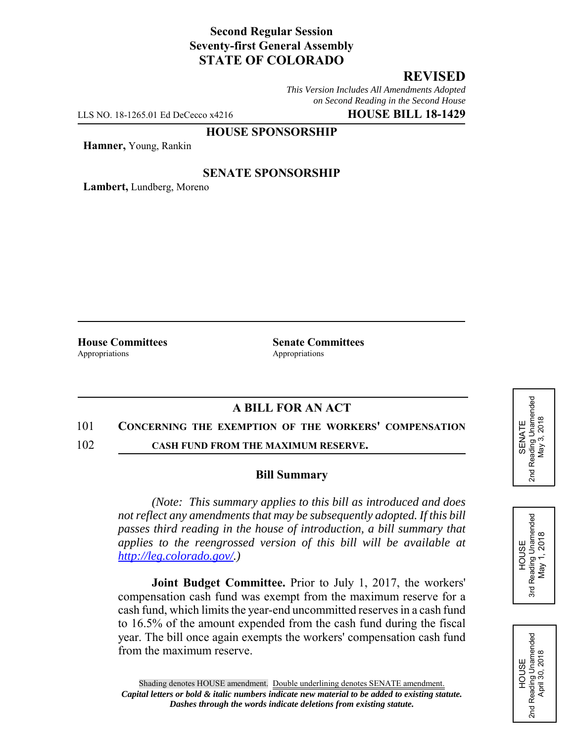**Second Regular Session**
**Seventy-first General Assembly**
**STATE OF COLORADO**

## REVISED

*This Version Includes All Amendments Adopted on Second Reading in the Second House*

LLS NO. 18-1265.01 Ed DeCecco x4216 **HOUSE BILL 18-1429**

**HOUSE SPONSORSHIP**

**Hamner,** Young, Rankin

**SENATE SPONSORSHIP**

**Lambert,** Lundberg, Moreno

**House Committees**
Appropriations

**Senate Committees**
Appropriations

SENATE 2nd Reading Unamended May 3, 2018

HOUSE 3rd Reading Unamended May 1, 2018

HOUSE 2nd Reading Unamended April 30, 2018

### A BILL FOR AN ACT

101 **CONCERNING THE EXEMPTION OF THE WORKERS' COMPENSATION**
102 **CASH FUND FROM THE MAXIMUM RESERVE.**

### Bill Summary

*(Note: This summary applies to this bill as introduced and does not reflect any amendments that may be subsequently adopted. If this bill passes third reading in the house of introduction, a bill summary that applies to the reengrossed version of this bill will be available at http://leg.colorado.gov/.)*

**Joint Budget Committee.** Prior to July 1, 2017, the workers' compensation cash fund was exempt from the maximum reserve for a cash fund, which limits the year-end uncommitted reserves in a cash fund to 16.5% of the amount expended from the cash fund during the fiscal year. The bill once again exempts the workers' compensation cash fund from the maximum reserve.

Shading denotes HOUSE amendment. Double underlining denotes SENATE amendment.
***Capital letters or bold & italic numbers indicate new material to be added to existing statute.***
***Dashes through the words indicate deletions from existing statute.***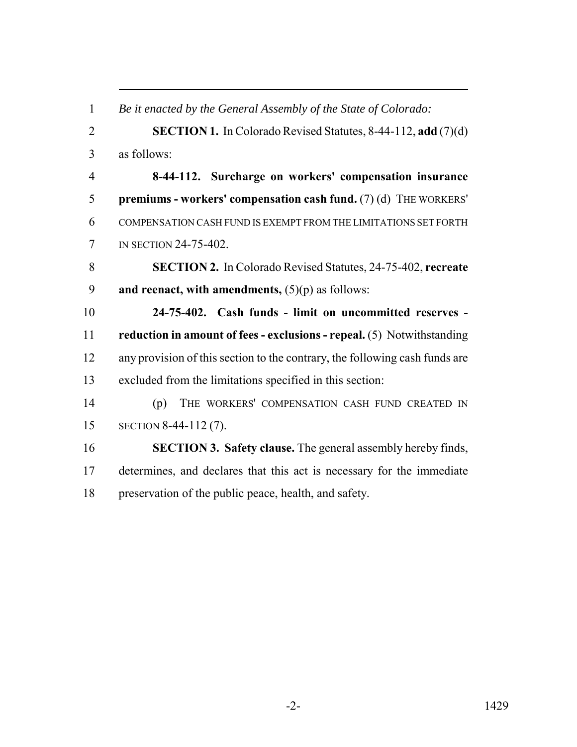*Be it enacted by the General Assembly of the State of Colorado:*

**SECTION 1.** In Colorado Revised Statutes, 8-44-112, **add** (7)(d) as follows:

**8-44-112. Surcharge on workers' compensation insurance premiums - workers' compensation cash fund.** (7) (d) THE WORKERS' COMPENSATION CASH FUND IS EXEMPT FROM THE LIMITATIONS SET FORTH IN SECTION 24-75-402.

**SECTION 2.** In Colorado Revised Statutes, 24-75-402, **recreate and reenact, with amendments,** (5)(p) as follows:

**24-75-402. Cash funds - limit on uncommitted reserves - reduction in amount of fees - exclusions - repeal.** (5) Notwithstanding any provision of this section to the contrary, the following cash funds are excluded from the limitations specified in this section:

(p) THE WORKERS' COMPENSATION CASH FUND CREATED IN SECTION 8-44-112 (7).

**SECTION 3. Safety clause.** The general assembly hereby finds, determines, and declares that this act is necessary for the immediate preservation of the public peace, health, and safety.